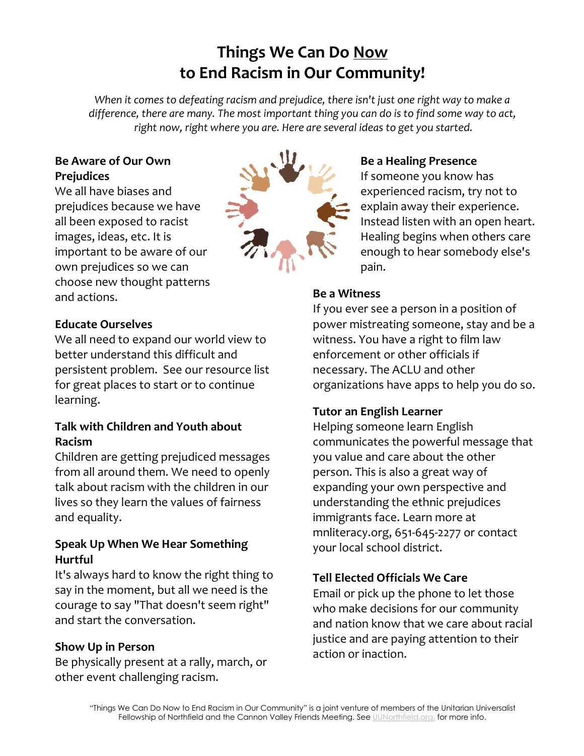# Things We Can Do Now to End Racism in Our Community!

*When it comes to defeating racism and prejudice, there isn't just one right way to make a difference, there are many. The most important thing you can do is to find some way to act, right now, right where you are. Here are several ideas to get you started.*

### Be Aware of Our Own Prejudices

We all have biases and prejudices because we have all been exposed to racist images, ideas, etc. It is important to be aware of our own prejudices so we can choose new thought patterns and actions.

### Educate Ourselves

We all need to expand our world view to better understand this difficult and persistent problem. See our resource list for great places to start or to continue learning.

### Talk with Children and Youth about Racism

Children are getting prejudiced messages from all around them. We need to openly talk about racism with the children in our lives so they learn the values of fairness and equality.

### Speak Up When We Hear Something Hurtful

It's always hard to know the right thing to say in the moment, but all we need is the courage to say "That doesn't seem right" and start the conversation.

### Show Up in Person

Be physically present at a rally, march, or other event challenging racism.

### Be a Healing Presence

If someone you know has experienced racism, try not to explain away their experience. Instead listen with an open heart. Healing begins when others care enough to hear somebody else's pain.

### Be a Witness

If you ever see a person in a position of power mistreating someone, stay and be a witness. You have a right to film law enforcement or other officials if necessary. The ACLU and other organizations have apps to help you do so.

### Tutor an English Learner

Helping someone learn English communicates the powerful message that you value and care about the other person. This is also a great way of expanding your own perspective and understanding the ethnic prejudices immigrants face. Learn more at mnliteracy.org, 651-645-2277 or contact your local school district.

### Tell Elected Officials We Care

Email or pick up the phone to let those who make decisions for our community and nation know that we care about racial justice and are paying attention to their action or inaction.

"Things We Can Do Now to End Racism in Our Community" is a joint venture of members of the Unitarian Universalist Fellowship of Northfield and the Cannon Valley Friends Meeting. See UUNorthfield.org. for more info.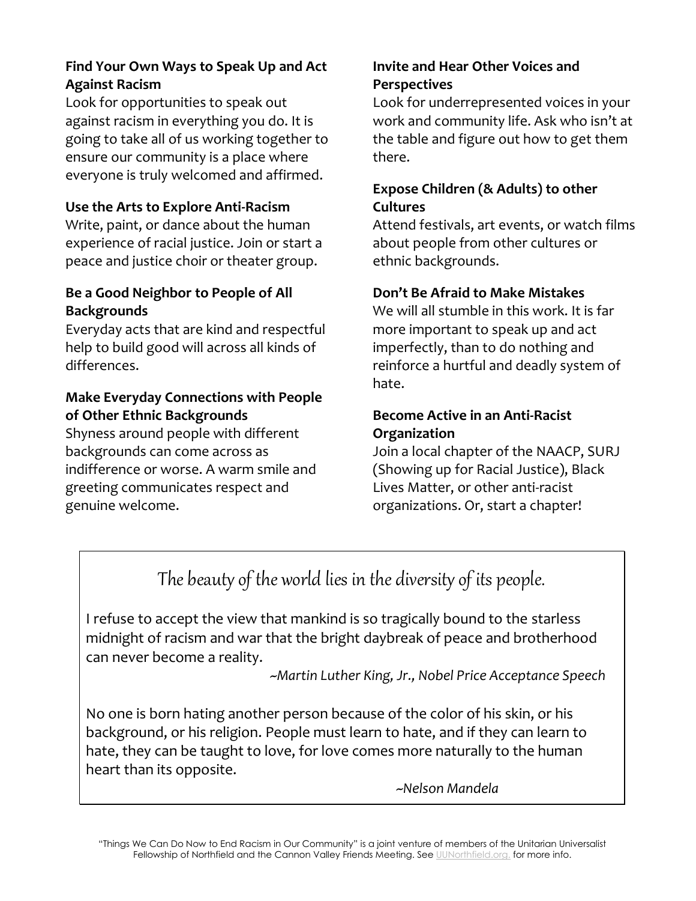### Find Your Own Ways to Speak Up and Act Against Racism

Look for opportunities to speak out against racism in everything you do. It is going to take all of us working together to ensure our community is a place where everyone is truly welcomed and affirmed.

### Use the Arts to Explore Anti-Racism

Write, paint, or dance about the human experience of racial justice. Join or start a peace and justice choir or theater group.

### Be a Good Neighbor to People of All Backgrounds

Everyday acts that are kind and respectful help to build good will across all kinds of differences.

### Make Everyday Connections with People of Other Ethnic Backgrounds

Shyness around people with different backgrounds can come across as indifference or worse. A warm smile and greeting communicates respect and genuine welcome.

### Invite and Hear Other Voices and Perspectives

Look for underrepresented voices in your work and community life. Ask who isn't at the table and figure out how to get them there.

### Expose Children (& Adults) to other Cultures

Attend festivals, art events, or watch films about people from other cultures or ethnic backgrounds.

### Don't Be Afraid to Make Mistakes

We will all stumble in this work. It is far more important to speak up and act imperfectly, than to do nothing and reinforce a hurtful and deadly system of hate.

### Become Active in an Anti-Racist Organization

Join a local chapter of the NAACP, SURJ (Showing up for Racial Justice), Black Lives Matter, or other anti-racist organizations. Or, start a chapter!

---

*The beauty of the world lies in the diversity of its people.*

I refuse to accept the view that mankind is so tragically bound to the starless midnight of racism and war that the bright daybreak of peace and brotherhood can never become a reality.

*~Martin Luther King, Jr., Nobel Price Acceptance Speech*

No one is born hating another person because of the color of his skin, or his background, or his religion. People must learn to hate, and if they can learn to hate, they can be taught to love, for love comes more naturally to the human heart than its opposite.

*~Nelson Mandela*

---

"Things We Can Do Now to End Racism in Our Community" is a joint venture of members of the Unitarian Universalist Fellowship of Northfield and the Cannon Valley Friends Meeting. See UUNorthfield.org. for more info.